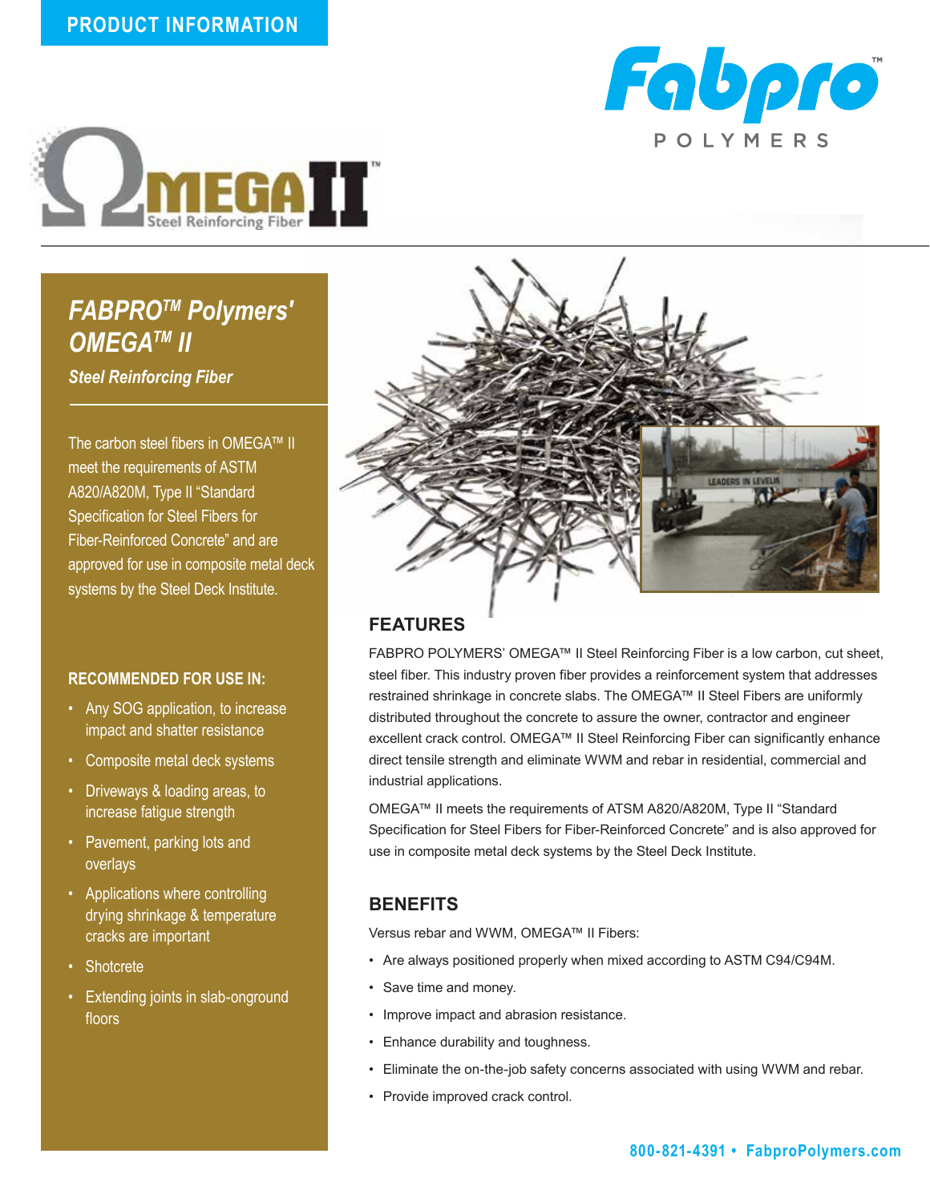PRODUCT INFORMATION

# FABPRO™ Polymers' OMEGA™ II

### *Steel Reinforcing Fiber*

The carbon steel fibers in OMEGA™ II meet the requirements of ASTM A820/A820M, Type II "Standard Specification for Steel Fibers for Fiber-Reinforced Concrete" and are approved for use in composite metal deck systems by the Steel Deck Institute.

### RECOMMENDED FOR USE IN:

- Any SOG application, to increase impact and shatter resistance
- Composite metal deck systems
- Driveways & loading areas, to increase fatigue strength
- Pavement, parking lots and overlays
- Applications where controlling drying shrinkage & temperature cracks are important
- Shotcrete
- Extending joints in slab-onground floors

## FEATURES

FABPRO POLYMERS' OMEGA™ II Steel Reinforcing Fiber is a low carbon, cut sheet, steel fiber. This industry proven fiber provides a reinforcement system that addresses restrained shrinkage in concrete slabs. The OMEGA™ II Steel Fibers are uniformly distributed throughout the concrete to assure the owner, contractor and engineer excellent crack control. OMEGA™ II Steel Reinforcing Fiber can significantly enhance direct tensile strength and eliminate WWM and rebar in residential, commercial and industrial applications.

OMEGA™ II meets the requirements of ATSM A820/A820M, Type II "Standard Specification for Steel Fibers for Fiber-Reinforced Concrete" and is also approved for use in composite metal deck systems by the Steel Deck Institute.

## BENEFITS

Versus rebar and WWM, OMEGA™ II Fibers:

- Are always positioned properly when mixed according to ASTM C94/C94M.
- Save time and money.
- Improve impact and abrasion resistance.
- Enhance durability and toughness.
- Eliminate the on-the-job safety concerns associated with using WWM and rebar.
- Provide improved crack control.

**800-821-4391 • FabproPolymers.com**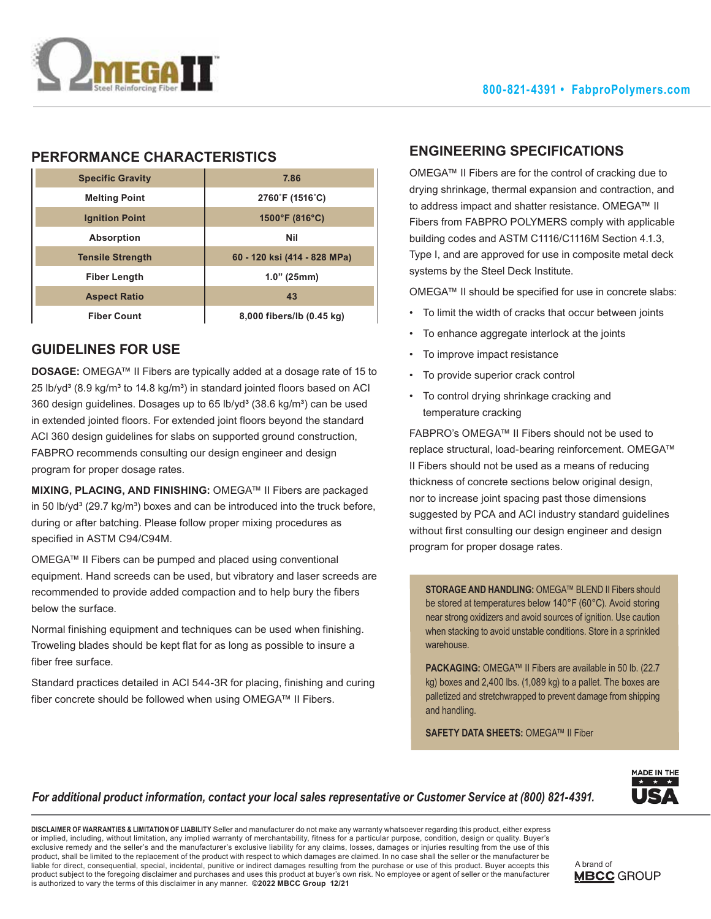800-821-4391 • FabproPolymers.com

## PERFORMANCE CHARACTERISTICS

| | |
|---|---|
| Specific Gravity | 7.86 |
| Melting Point | 2760˚F (1516˚C) |
| Ignition Point | 1500°F (816°C) |
| Absorption | Nil |
| Tensile Strength | 60 - 120 ksi (414 - 828 MPa) |
| Fiber Length | 1.0” (25mm) |
| Aspect Ratio | 43 |
| Fiber Count | 8,000 fibers/lb (0.45 kg) |

## GUIDELINES FOR USE

**DOSAGE:** OMEGA™ II Fibers are typically added at a dosage rate of 15 to 25 lb/yd³ (8.9 kg/m³ to 14.8 kg/m³) in standard jointed floors based on ACI 360 design guidelines. Dosages up to 65 lb/yd³ (38.6 kg/m³) can be used in extended jointed floors. For extended joint floors beyond the standard ACI 360 design guidelines for slabs on supported ground construction, FABPRO recommends consulting our design engineer and design program for proper dosage rates.

**MIXING, PLACING, AND FINISHING:** OMEGA™ II Fibers are packaged in 50 lb/yd³ (29.7 kg/m³) boxes and can be introduced into the truck before, during or after batching. Please follow proper mixing procedures as specified in ASTM C94/C94M.

OMEGA™ II Fibers can be pumped and placed using conventional equipment. Hand screeds can be used, but vibratory and laser screeds are recommended to provide added compaction and to help bury the fibers below the surface.

Normal finishing equipment and techniques can be used when finishing. Troweling blades should be kept flat for as long as possible to insure a fiber free surface.

Standard practices detailed in ACI 544-3R for placing, finishing and curing fiber concrete should be followed when using OMEGA™ II Fibers.

## ENGINEERING SPECIFICATIONS

OMEGA™ II Fibers are for the control of cracking due to drying shrinkage, thermal expansion and contraction, and to address impact and shatter resistance. OMEGA™ II Fibers from FABPRO POLYMERS comply with applicable building codes and ASTM C1116/C1116M Section 4.1.3, Type I, and are approved for use in composite metal deck systems by the Steel Deck Institute.

OMEGA™ II should be specified for use in concrete slabs:

- To limit the width of cracks that occur between joints
- To enhance aggregate interlock at the joints
- To improve impact resistance
- To provide superior crack control
- To control drying shrinkage cracking and temperature cracking

FABPRO’s OMEGA™ II Fibers should not be used to replace structural, load-bearing reinforcement. OMEGA™ II Fibers should not be used as a means of reducing thickness of concrete sections below original design, nor to increase joint spacing past those dimensions suggested by PCA and ACI industry standard guidelines without first consulting our design engineer and design program for proper dosage rates.

**STORAGE AND HANDLING:** OMEGA™ BLEND II Fibers should be stored at temperatures below 140°F (60°C). Avoid storing near strong oxidizers and avoid sources of ignition. Use caution when stacking to avoid unstable conditions. Store in a sprinkled warehouse.

**PACKAGING:** OMEGA™ II Fibers are available in 50 lb. (22.7 kg) boxes and 2,400 lbs. (1,089 kg) to a pallet. The boxes are palletized and stretchwrapped to prevent damage from shipping and handling.

**SAFETY DATA SHEETS:** OMEGA™ II Fiber

*For additional product information, contact your local sales representative or Customer Service at (800) 821-4391.*

MADE IN THE USA

**DISCLAIMER OF WARRANTIES & LIMITATION OF LIABILITY** Seller and manufacturer do not make any warranty whatsoever regarding this product, either express or implied, including, without limitation, any implied warranty of merchantability, fitness for a particular purpose, condition, design or quality. Buyer’s exclusive remedy and the seller’s and the manufacturer’s exclusive liability for any claims, losses, damages or injuries resulting from the use of this product, shall be limited to the replacement of the product with respect to which damages are claimed. In no case shall the seller or the manufacturer be liable for direct, consequential, special, incidental, punitive or indirect damages resulting from the purchase or use of this product. Buyer accepts this product subject to the foregoing disclaimer and purchases and uses this product at buyer’s own risk. No employee or agent of seller or the manufacturer is authorized to vary the terms of this disclaimer in any manner. **©2022 MBCC Group 12/21**

A brand of MBCC GROUP